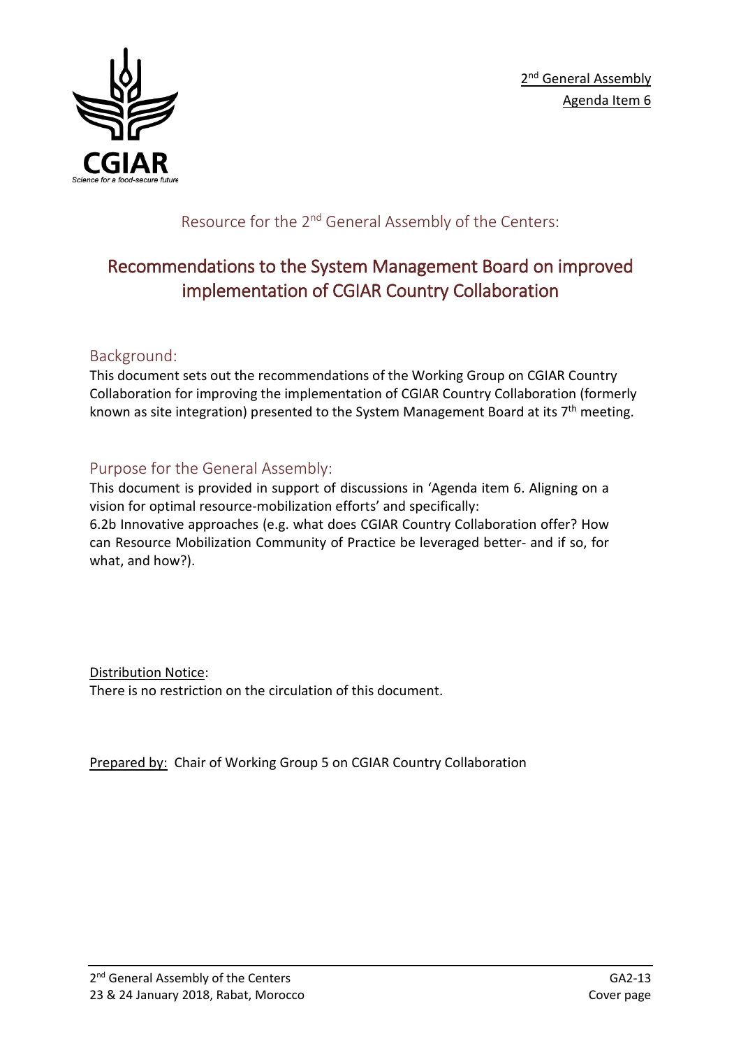2[nd] General Assembly
Agenda Item 6

Resource for the 2[nd] General Assembly of the Centers:

# Recommendations to the System Management Board on improved implementation of CGIAR Country Collaboration

## Background:

This document sets out the recommendations of the Working Group on CGIAR Country Collaboration for improving the implementation of CGIAR Country Collaboration (formerly known as site integration) presented to the System Management Board at its 7[th] meeting.

## Purpose for the General Assembly:

This document is provided in support of discussions in 'Agenda item 6. Aligning on a vision for optimal resource-mobilization efforts' and specifically:
6.2b Innovative approaches (e.g. what does CGIAR Country Collaboration offer? How can Resource Mobilization Community of Practice be leveraged better- and if so, for what, and how?).

Distribution Notice:
There is no restriction on the circulation of this document.

Prepared by: Chair of Working Group 5 on CGIAR Country Collaboration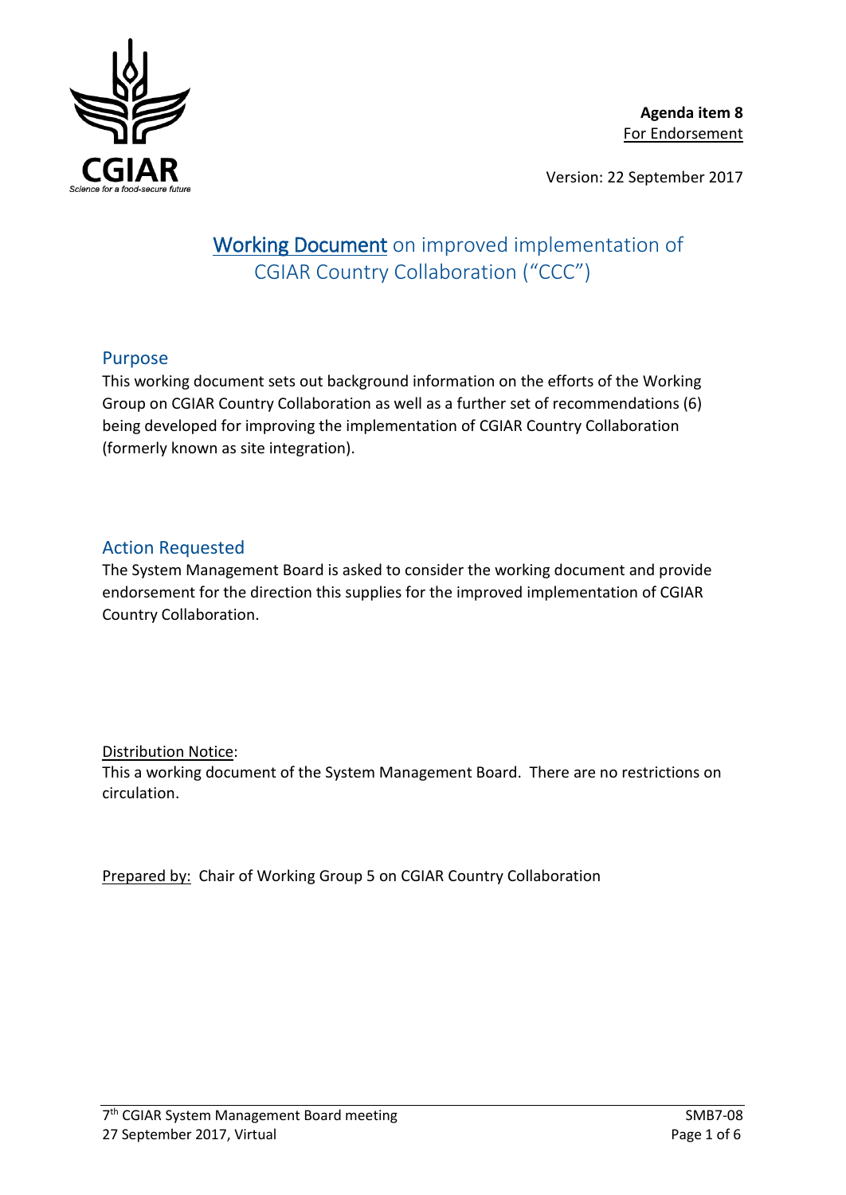**Agenda item 8**
For Endorsement

Version: 22 September 2017

# Working Document on improved implementation of CGIAR Country Collaboration ("CCC")

## Purpose

This working document sets out background information on the efforts of the Working Group on CGIAR Country Collaboration as well as a further set of recommendations (6) being developed for improving the implementation of CGIAR Country Collaboration (formerly known as site integration).

## Action Requested

The System Management Board is asked to consider the working document and provide endorsement for the direction this supplies for the improved implementation of CGIAR Country Collaboration.

Distribution Notice:
This a working document of the System Management Board. There are no restrictions on circulation.

Prepared by: Chair of Working Group 5 on CGIAR Country Collaboration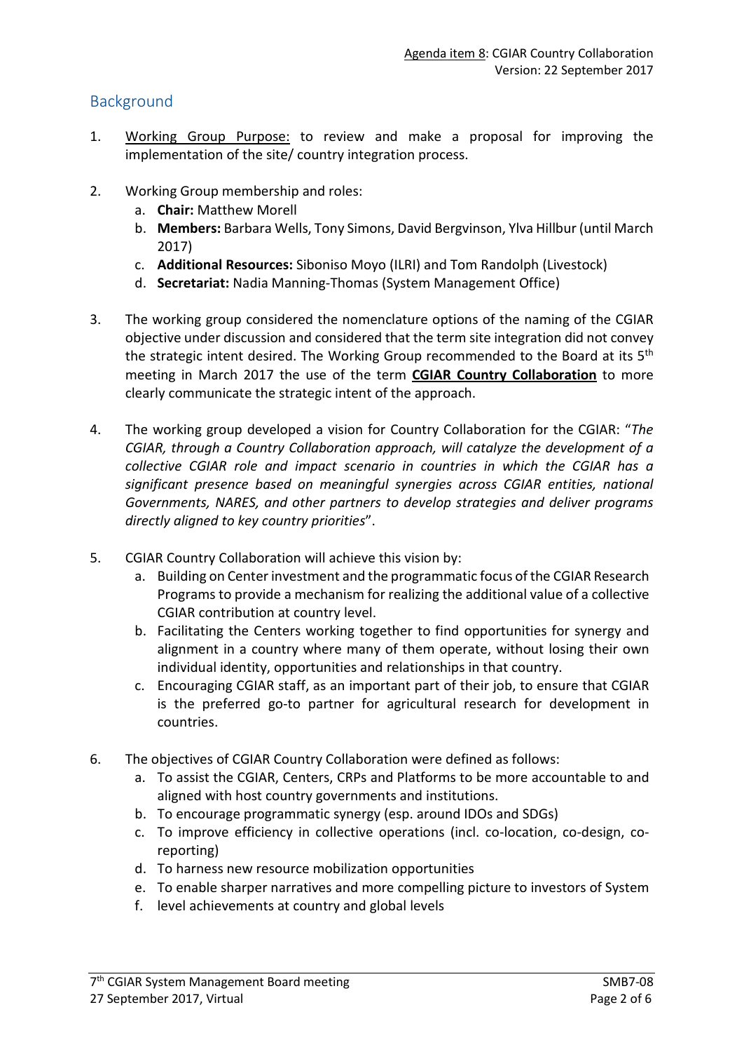## Background

1. Working Group Purpose: to review and make a proposal for improving the implementation of the site/ country integration process.

2. Working Group membership and roles:
   a. **Chair:** Matthew Morell
   b. **Members:** Barbara Wells, Tony Simons, David Bergvinson, Ylva Hillbur (until March 2017)
   c. **Additional Resources:** Siboniso Moyo (ILRI) and Tom Randolph (Livestock)
   d. **Secretariat:** Nadia Manning-Thomas (System Management Office)

3. The working group considered the nomenclature options of the naming of the CGIAR objective under discussion and considered that the term site integration did not convey the strategic intent desired. The Working Group recommended to the Board at its 5th meeting in March 2017 the use of the term **CGIAR Country Collaboration** to more clearly communicate the strategic intent of the approach.

4. The working group developed a vision for Country Collaboration for the CGIAR: "*The CGIAR, through a Country Collaboration approach, will catalyze the development of a collective CGIAR role and impact scenario in countries in which the CGIAR has a significant presence based on meaningful synergies across CGIAR entities, national Governments, NARES, and other partners to develop strategies and deliver programs directly aligned to key country priorities*".

5. CGIAR Country Collaboration will achieve this vision by:
   a. Building on Center investment and the programmatic focus of the CGIAR Research Programs to provide a mechanism for realizing the additional value of a collective CGIAR contribution at country level.
   b. Facilitating the Centers working together to find opportunities for synergy and alignment in a country where many of them operate, without losing their own individual identity, opportunities and relationships in that country.
   c. Encouraging CGIAR staff, as an important part of their job, to ensure that CGIAR is the preferred go-to partner for agricultural research for development in countries.

6. The objectives of CGIAR Country Collaboration were defined as follows:
   a. To assist the CGIAR, Centers, CRPs and Platforms to be more accountable to and aligned with host country governments and institutions.
   b. To encourage programmatic synergy (esp. around IDOs and SDGs)
   c. To improve efficiency in collective operations (incl. co-location, co-design, co-reporting)
   d. To harness new resource mobilization opportunities
   e. To enable sharper narratives and more compelling picture to investors of System
   f. level achievements at country and global levels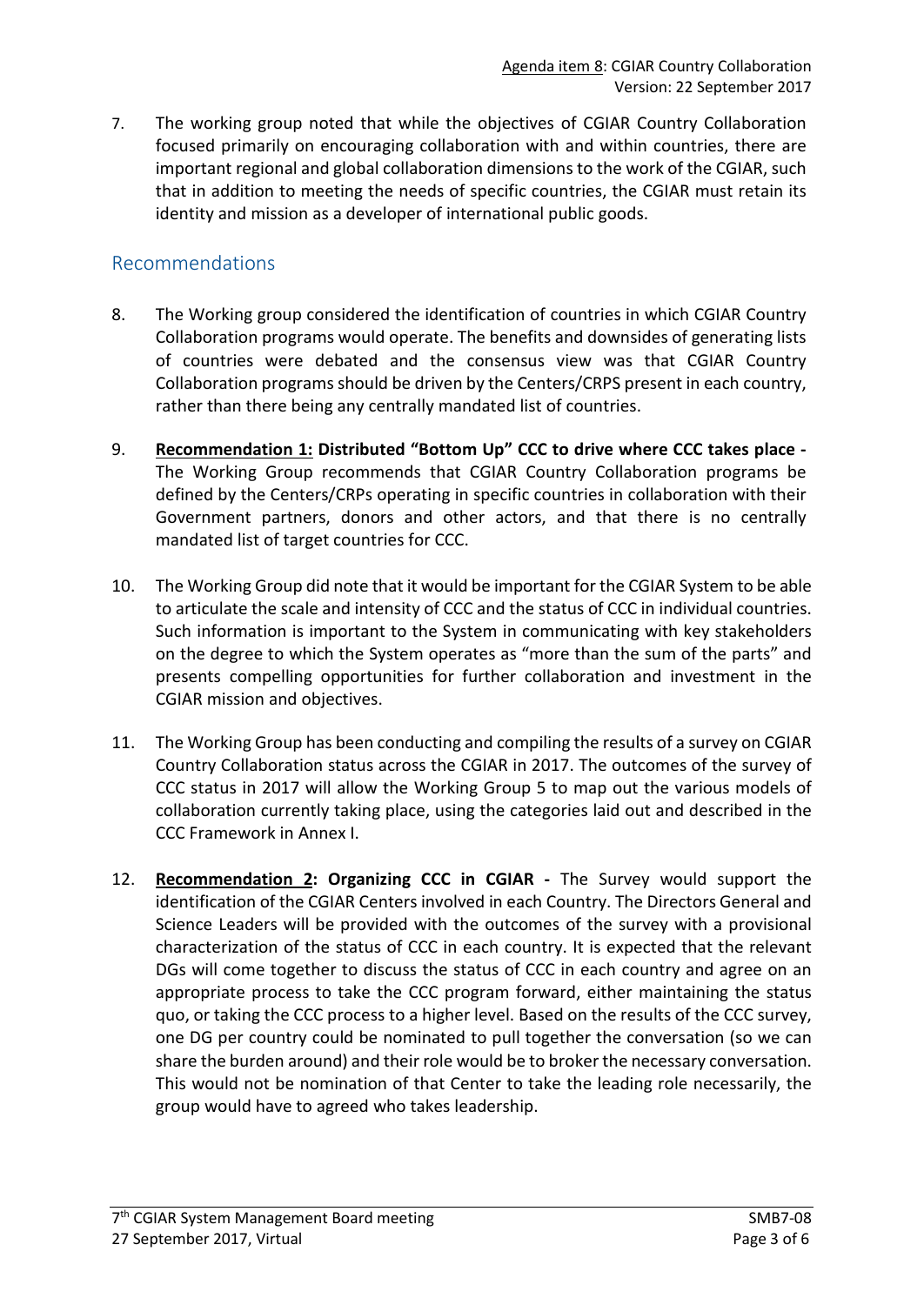7. The working group noted that while the objectives of CGIAR Country Collaboration focused primarily on encouraging collaboration with and within countries, there are important regional and global collaboration dimensions to the work of the CGIAR, such that in addition to meeting the needs of specific countries, the CGIAR must retain its identity and mission as a developer of international public goods.

## Recommendations

8. The Working group considered the identification of countries in which CGIAR Country Collaboration programs would operate. The benefits and downsides of generating lists of countries were debated and the consensus view was that CGIAR Country Collaboration programs should be driven by the Centers/CRPS present in each country, rather than there being any centrally mandated list of countries.

9. **Recommendation 1: Distributed "Bottom Up" CCC to drive where CCC takes place -** The Working Group recommends that CGIAR Country Collaboration programs be defined by the Centers/CRPs operating in specific countries in collaboration with their Government partners, donors and other actors, and that there is no centrally mandated list of target countries for CCC.

10. The Working Group did note that it would be important for the CGIAR System to be able to articulate the scale and intensity of CCC and the status of CCC in individual countries. Such information is important to the System in communicating with key stakeholders on the degree to which the System operates as "more than the sum of the parts" and presents compelling opportunities for further collaboration and investment in the CGIAR mission and objectives.

11. The Working Group has been conducting and compiling the results of a survey on CGIAR Country Collaboration status across the CGIAR in 2017. The outcomes of the survey of CCC status in 2017 will allow the Working Group 5 to map out the various models of collaboration currently taking place, using the categories laid out and described in the CCC Framework in Annex I.

12. **Recommendation 2: Organizing CCC in CGIAR -** The Survey would support the identification of the CGIAR Centers involved in each Country. The Directors General and Science Leaders will be provided with the outcomes of the survey with a provisional characterization of the status of CCC in each country. It is expected that the relevant DGs will come together to discuss the status of CCC in each country and agree on an appropriate process to take the CCC program forward, either maintaining the status quo, or taking the CCC process to a higher level. Based on the results of the CCC survey, one DG per country could be nominated to pull together the conversation (so we can share the burden around) and their role would be to broker the necessary conversation. This would not be nomination of that Center to take the leading role necessarily, the group would have to agreed who takes leadership.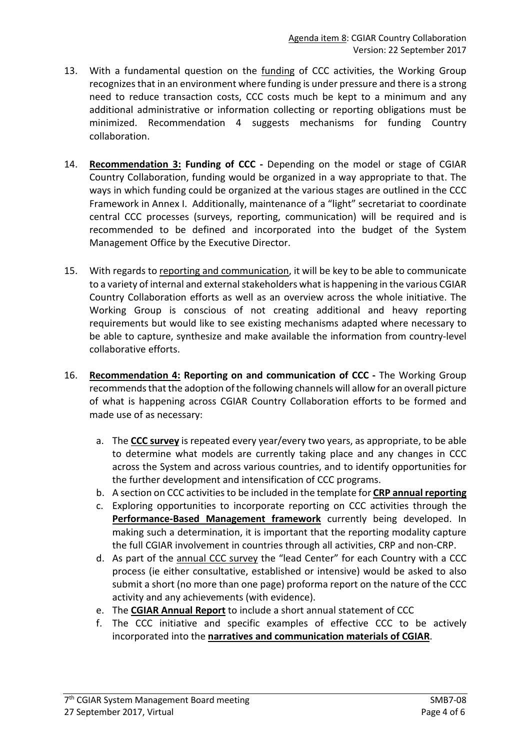13. With a fundamental question on the funding of CCC activities, the Working Group recognizes that in an environment where funding is under pressure and there is a strong need to reduce transaction costs, CCC costs much be kept to a minimum and any additional administrative or information collecting or reporting obligations must be minimized. Recommendation 4 suggests mechanisms for funding Country collaboration.

14. **Recommendation 3: Funding of CCC -** Depending on the model or stage of CGIAR Country Collaboration, funding would be organized in a way appropriate to that. The ways in which funding could be organized at the various stages are outlined in the CCC Framework in Annex I. Additionally, maintenance of a "light" secretariat to coordinate central CCC processes (surveys, reporting, communication) will be required and is recommended to be defined and incorporated into the budget of the System Management Office by the Executive Director.

15. With regards to reporting and communication, it will be key to be able to communicate to a variety of internal and external stakeholders what is happening in the various CGIAR Country Collaboration efforts as well as an overview across the whole initiative. The Working Group is conscious of not creating additional and heavy reporting requirements but would like to see existing mechanisms adapted where necessary to be able to capture, synthesize and make available the information from country-level collaborative efforts.

16. **Recommendation 4: Reporting on and communication of CCC -** The Working Group recommends that the adoption of the following channels will allow for an overall picture of what is happening across CGIAR Country Collaboration efforts to be formed and made use of as necessary:

    a. The **CCC survey** is repeated every year/every two years, as appropriate, to be able to determine what models are currently taking place and any changes in CCC across the System and across various countries, and to identify opportunities for the further development and intensification of CCC programs.
    b. A section on CCC activities to be included in the template for **CRP annual reporting**
    c. Exploring opportunities to incorporate reporting on CCC activities through the **Performance-Based Management framework** currently being developed. In making such a determination, it is important that the reporting modality capture the full CGIAR involvement in countries through all activities, CRP and non-CRP.
    d. As part of the annual CCC survey the "lead Center" for each Country with a CCC process (ie either consultative, established or intensive) would be asked to also submit a short (no more than one page) proforma report on the nature of the CCC activity and any achievements (with evidence).
    e. The **CGIAR Annual Report** to include a short annual statement of CCC
    f. The CCC initiative and specific examples of effective CCC to be actively incorporated into the **narratives and communication materials of CGIAR**.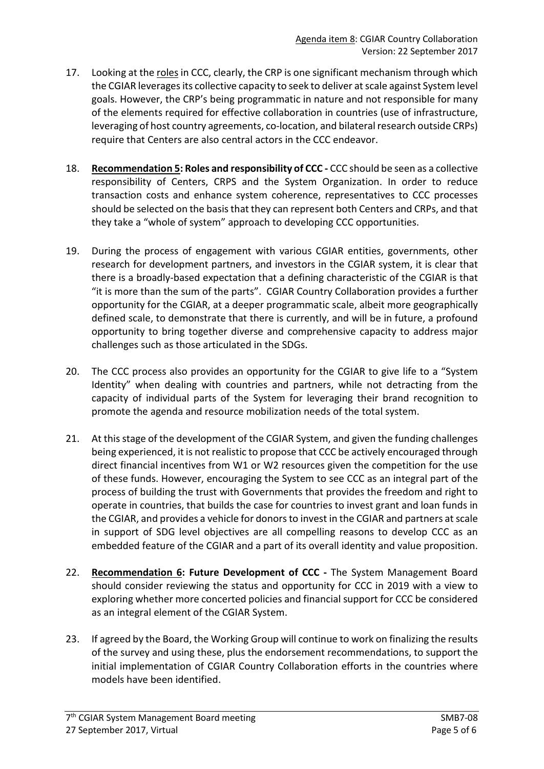17. Looking at the roles in CCC, clearly, the CRP is one significant mechanism through which the CGIAR leverages its collective capacity to seek to deliver at scale against System level goals. However, the CRP's being programmatic in nature and not responsible for many of the elements required for effective collaboration in countries (use of infrastructure, leveraging of host country agreements, co-location, and bilateral research outside CRPs) require that Centers are also central actors in the CCC endeavor.

18. **Recommendation 5: Roles and responsibility of CCC -** CCC should be seen as a collective responsibility of Centers, CRPS and the System Organization. In order to reduce transaction costs and enhance system coherence, representatives to CCC processes should be selected on the basis that they can represent both Centers and CRPs, and that they take a "whole of system" approach to developing CCC opportunities.

19. During the process of engagement with various CGIAR entities, governments, other research for development partners, and investors in the CGIAR system, it is clear that there is a broadly-based expectation that a defining characteristic of the CGIAR is that "it is more than the sum of the parts". CGIAR Country Collaboration provides a further opportunity for the CGIAR, at a deeper programmatic scale, albeit more geographically defined scale, to demonstrate that there is currently, and will be in future, a profound opportunity to bring together diverse and comprehensive capacity to address major challenges such as those articulated in the SDGs.

20. The CCC process also provides an opportunity for the CGIAR to give life to a "System Identity" when dealing with countries and partners, while not detracting from the capacity of individual parts of the System for leveraging their brand recognition to promote the agenda and resource mobilization needs of the total system.

21. At this stage of the development of the CGIAR System, and given the funding challenges being experienced, it is not realistic to propose that CCC be actively encouraged through direct financial incentives from W1 or W2 resources given the competition for the use of these funds. However, encouraging the System to see CCC as an integral part of the process of building the trust with Governments that provides the freedom and right to operate in countries, that builds the case for countries to invest grant and loan funds in the CGIAR, and provides a vehicle for donors to invest in the CGIAR and partners at scale in support of SDG level objectives are all compelling reasons to develop CCC as an embedded feature of the CGIAR and a part of its overall identity and value proposition.

22. **Recommendation 6: Future Development of CCC -** The System Management Board should consider reviewing the status and opportunity for CCC in 2019 with a view to exploring whether more concerted policies and financial support for CCC be considered as an integral element of the CGIAR System.

23. If agreed by the Board, the Working Group will continue to work on finalizing the results of the survey and using these, plus the endorsement recommendations, to support the initial implementation of CGIAR Country Collaboration efforts in the countries where models have been identified.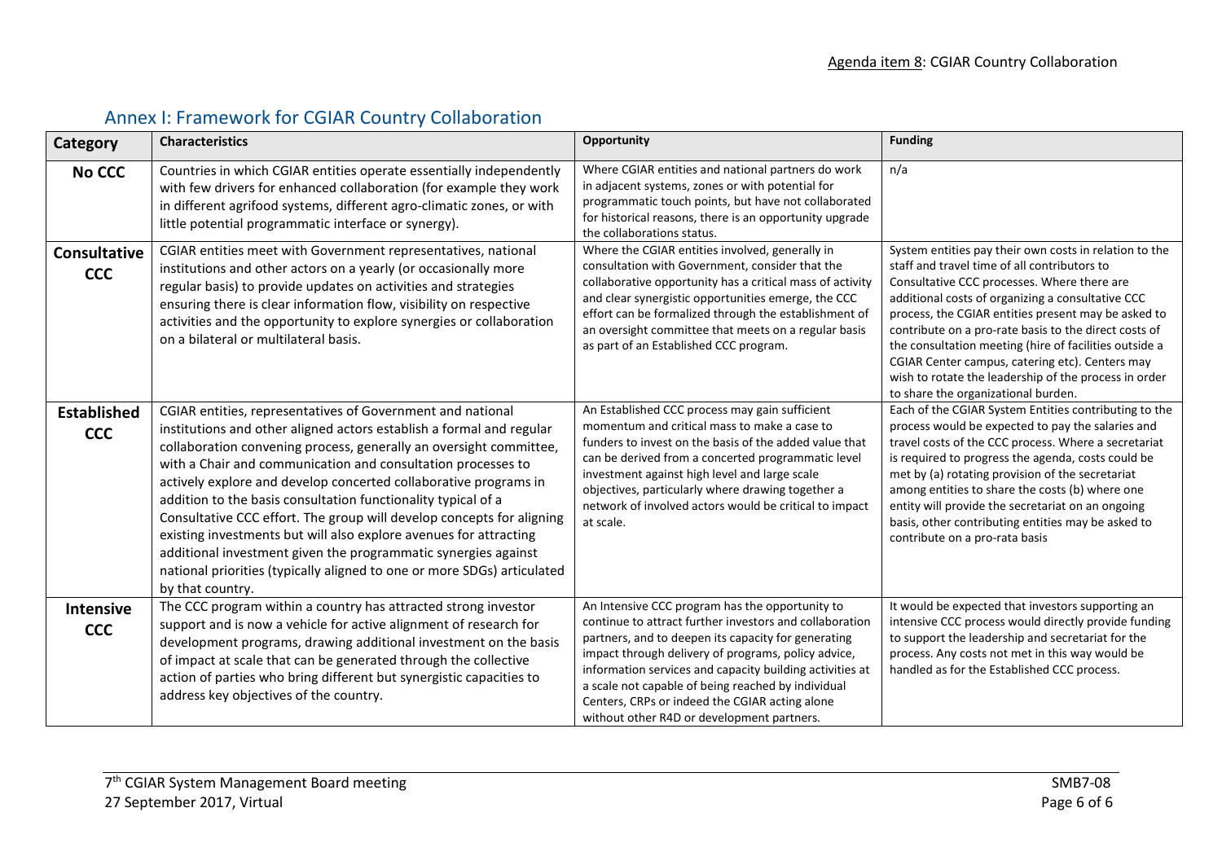## Annex I: Framework for CGIAR Country Collaboration

| Category | Characteristics | Opportunity | Funding |
|---|---|---|---|
| **No CCC** | Countries in which CGIAR entities operate essentially independently with few drivers for enhanced collaboration (for example they work in different agrifood systems, different agro-climatic zones, or with little potential programmatic interface or synergy). | Where CGIAR entities and national partners do work in adjacent systems, zones or with potential for programmatic touch points, but have not collaborated for historical reasons, there is an opportunity upgrade the collaborations status. | n/a |
| **Consultative CCC** | CGIAR entities meet with Government representatives, national institutions and other actors on a yearly (or occasionally more regular basis) to provide updates on activities and strategies ensuring there is clear information flow, visibility on respective activities and the opportunity to explore synergies or collaboration on a bilateral or multilateral basis. | Where the CGIAR entities involved, generally in consultation with Government, consider that the collaborative opportunity has a critical mass of activity and clear synergistic opportunities emerge, the CCC effort can be formalized through the establishment of an oversight committee that meets on a regular basis as part of an Established CCC program. | System entities pay their own costs in relation to the staff and travel time of all contributors to Consultative CCC processes. Where there are additional costs of organizing a consultative CCC process, the CGIAR entities present may be asked to contribute on a pro-rate basis to the direct costs of the consultation meeting (hire of facilities outside a CGIAR Center campus, catering etc). Centers may wish to rotate the leadership of the process in order to share the organizational burden. |
| **Established CCC** | CGIAR entities, representatives of Government and national institutions and other aligned actors establish a formal and regular collaboration convening process, generally an oversight committee, with a Chair and communication and consultation processes to actively explore and develop concerted collaborative programs in addition to the basis consultation functionality typical of a Consultative CCC effort. The group will develop concepts for aligning existing investments but will also explore avenues for attracting additional investment given the programmatic synergies against national priorities (typically aligned to one or more SDGs) articulated by that country. | An Established CCC process may gain sufficient momentum and critical mass to make a case to funders to invest on the basis of the added value that can be derived from a concerted programmatic level investment against high level and large scale objectives, particularly where drawing together a network of involved actors would be critical to impact at scale. | Each of the CGIAR System Entities contributing to the process would be expected to pay the salaries and travel costs of the CCC process. Where a secretariat is required to progress the agenda, costs could be met by (a) rotating provision of the secretariat among entities to share the costs (b) where one entity will provide the secretariat on an ongoing basis, other contributing entities may be asked to contribute on a pro-rata basis |
| **Intensive CCC** | The CCC program within a country has attracted strong investor support and is now a vehicle for active alignment of research for development programs, drawing additional investment on the basis of impact at scale that can be generated through the collective action of parties who bring different but synergistic capacities to address key objectives of the country. | An Intensive CCC program has the opportunity to continue to attract further investors and collaboration partners, and to deepen its capacity for generating impact through delivery of programs, policy advice, information services and capacity building activities at a scale not capable of being reached by individual Centers, CRPs or indeed the CGIAR acting alone without other R4D or development partners. | It would be expected that investors supporting an intensive CCC process would directly provide funding to support the leadership and secretariat for the process. Any costs not met in this way would be handled as for the Established CCC process. |